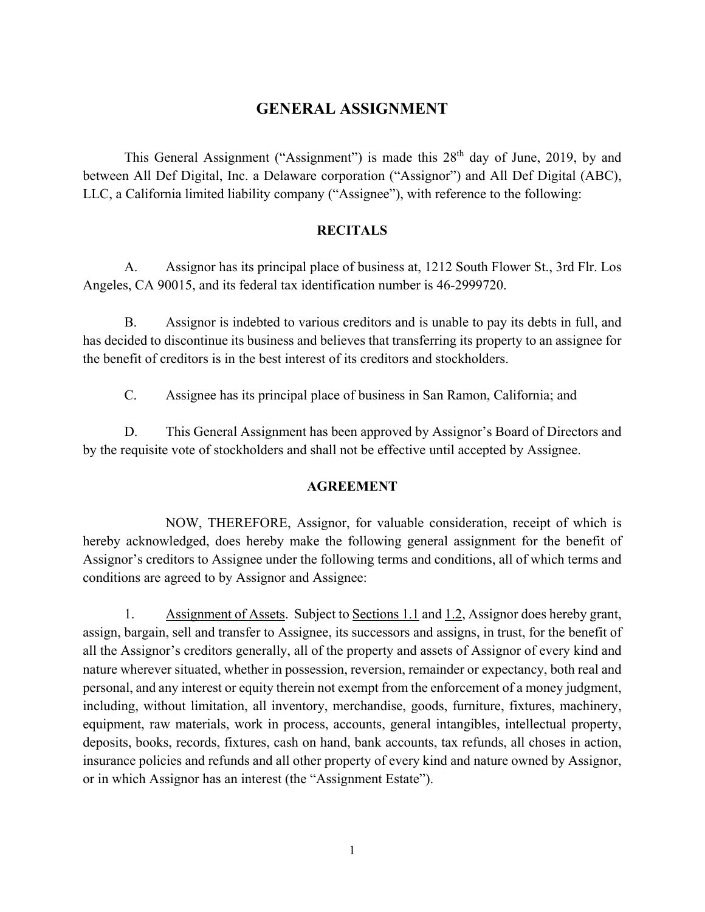# GENERAL ASSIGNMENT

This General Assignment ("Assignment") is made this 28th day of June, 2019, by and between All Def Digital, Inc. a Delaware corporation ("Assignor") and All Def Digital (ABC), LLC, a California limited liability company ("Assignee"), with reference to the following:

## RECITALS

A. Assignor has its principal place of business at, 1212 South Flower St., 3rd Flr. Los Angeles, CA 90015, and its federal tax identification number is 46-2999720.

B. Assignor is indebted to various creditors and is unable to pay its debts in full, and has decided to discontinue its business and believes that transferring its property to an assignee for the benefit of creditors is in the best interest of its creditors and stockholders.

C. Assignee has its principal place of business in San Ramon, California; and

D. This General Assignment has been approved by Assignor's Board of Directors and by the requisite vote of stockholders and shall not be effective until accepted by Assignee.

## AGREEMENT

NOW, THEREFORE, Assignor, for valuable consideration, receipt of which is hereby acknowledged, does hereby make the following general assignment for the benefit of Assignor's creditors to Assignee under the following terms and conditions, all of which terms and conditions are agreed to by Assignor and Assignee:

1. Assignment of Assets. Subject to Sections 1.1 and 1.2, Assignor does hereby grant, assign, bargain, sell and transfer to Assignee, its successors and assigns, in trust, for the benefit of all the Assignor's creditors generally, all of the property and assets of Assignor of every kind and nature wherever situated, whether in possession, reversion, remainder or expectancy, both real and personal, and any interest or equity therein not exempt from the enforcement of a money judgment, including, without limitation, all inventory, merchandise, goods, furniture, fixtures, machinery, equipment, raw materials, work in process, accounts, general intangibles, intellectual property, deposits, books, records, fixtures, cash on hand, bank accounts, tax refunds, all choses in action, insurance policies and refunds and all other property of every kind and nature owned by Assignor, or in which Assignor has an interest (the "Assignment Estate").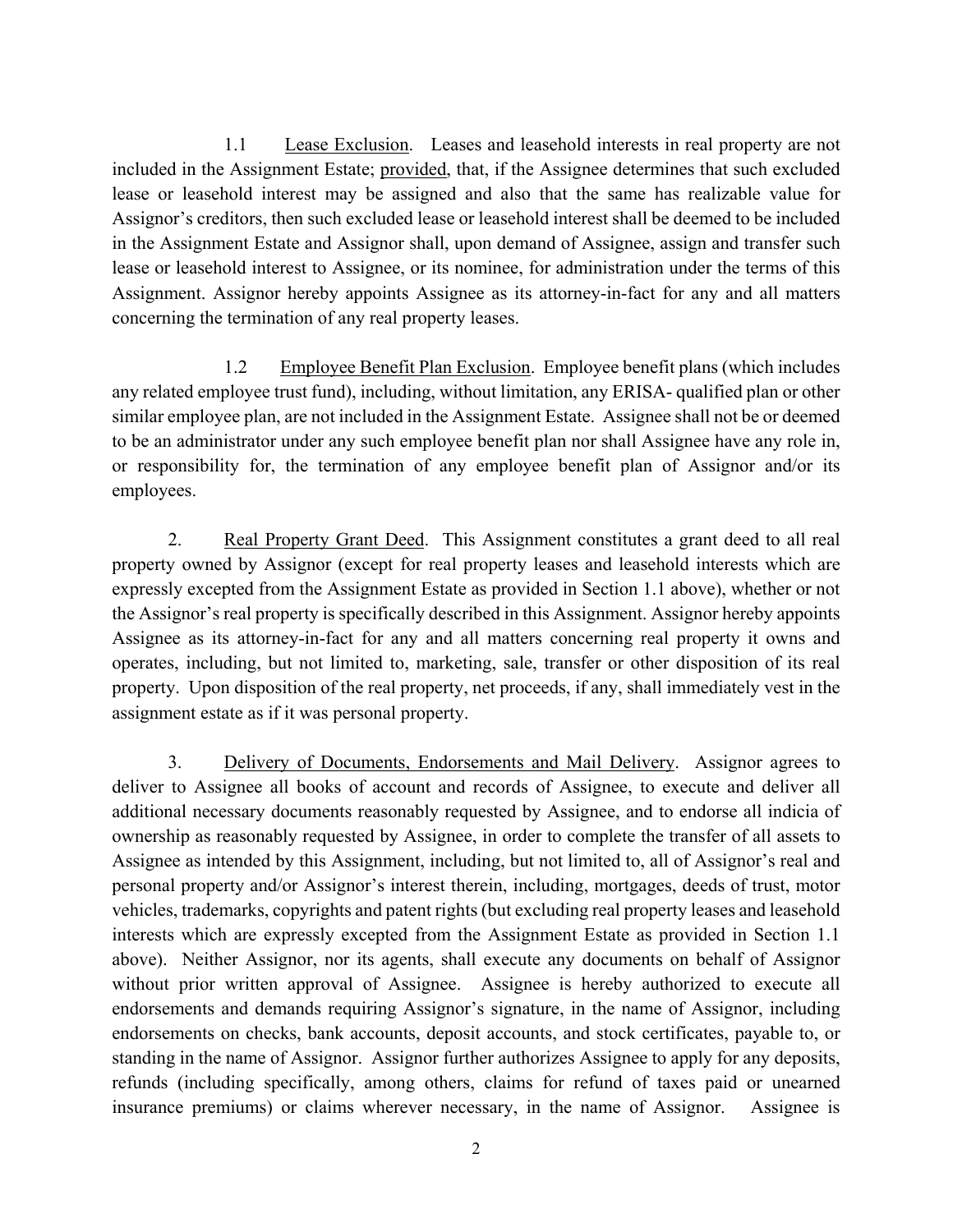1.1 Lease Exclusion. Leases and leasehold interests in real property are not included in the Assignment Estate; provided, that, if the Assignee determines that such excluded lease or leasehold interest may be assigned and also that the same has realizable value for Assignor's creditors, then such excluded lease or leasehold interest shall be deemed to be included in the Assignment Estate and Assignor shall, upon demand of Assignee, assign and transfer such lease or leasehold interest to Assignee, or its nominee, for administration under the terms of this Assignment. Assignor hereby appoints Assignee as its attorney-in-fact for any and all matters concerning the termination of any real property leases.

1.2 Employee Benefit Plan Exclusion. Employee benefit plans (which includes any related employee trust fund), including, without limitation, any ERISA- qualified plan or other similar employee plan, are not included in the Assignment Estate. Assignee shall not be or deemed to be an administrator under any such employee benefit plan nor shall Assignee have any role in, or responsibility for, the termination of any employee benefit plan of Assignor and/or its employees.

2. Real Property Grant Deed. This Assignment constitutes a grant deed to all real property owned by Assignor (except for real property leases and leasehold interests which are expressly excepted from the Assignment Estate as provided in Section 1.1 above), whether or not the Assignor's real property is specifically described in this Assignment. Assignor hereby appoints Assignee as its attorney-in-fact for any and all matters concerning real property it owns and operates, including, but not limited to, marketing, sale, transfer or other disposition of its real property. Upon disposition of the real property, net proceeds, if any, shall immediately vest in the assignment estate as if it was personal property.

3. Delivery of Documents, Endorsements and Mail Delivery. Assignor agrees to deliver to Assignee all books of account and records of Assignee, to execute and deliver all additional necessary documents reasonably requested by Assignee, and to endorse all indicia of ownership as reasonably requested by Assignee, in order to complete the transfer of all assets to Assignee as intended by this Assignment, including, but not limited to, all of Assignor's real and personal property and/or Assignor's interest therein, including, mortgages, deeds of trust, motor vehicles, trademarks, copyrights and patent rights (but excluding real property leases and leasehold interests which are expressly excepted from the Assignment Estate as provided in Section 1.1 above). Neither Assignor, nor its agents, shall execute any documents on behalf of Assignor without prior written approval of Assignee. Assignee is hereby authorized to execute all endorsements and demands requiring Assignor's signature, in the name of Assignor, including endorsements on checks, bank accounts, deposit accounts, and stock certificates, payable to, or standing in the name of Assignor. Assignor further authorizes Assignee to apply for any deposits, refunds (including specifically, among others, claims for refund of taxes paid or unearned insurance premiums) or claims wherever necessary, in the name of Assignor. Assignee is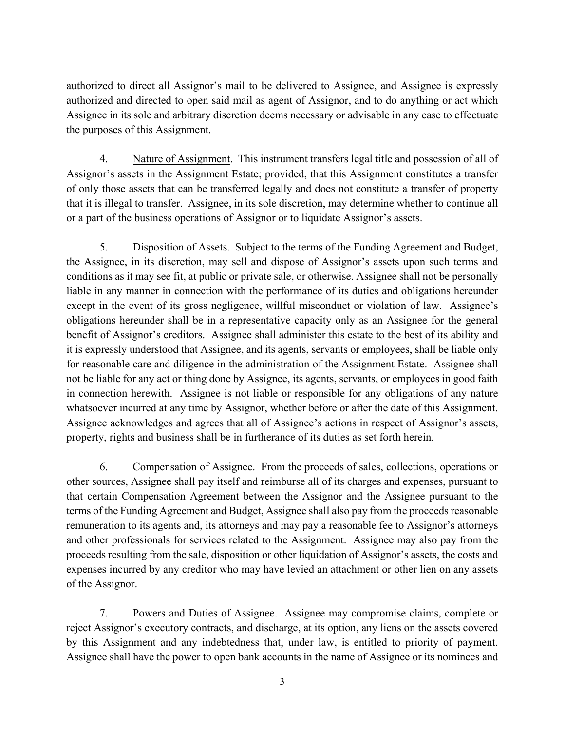authorized to direct all Assignor's mail to be delivered to Assignee, and Assignee is expressly authorized and directed to open said mail as agent of Assignor, and to do anything or act which Assignee in its sole and arbitrary discretion deems necessary or advisable in any case to effectuate the purposes of this Assignment.

4. Nature of Assignment. This instrument transfers legal title and possession of all of Assignor's assets in the Assignment Estate; provided, that this Assignment constitutes a transfer of only those assets that can be transferred legally and does not constitute a transfer of property that it is illegal to transfer. Assignee, in its sole discretion, may determine whether to continue all or a part of the business operations of Assignor or to liquidate Assignor's assets.

5. Disposition of Assets. Subject to the terms of the Funding Agreement and Budget, the Assignee, in its discretion, may sell and dispose of Assignor's assets upon such terms and conditions as it may see fit, at public or private sale, or otherwise. Assignee shall not be personally liable in any manner in connection with the performance of its duties and obligations hereunder except in the event of its gross negligence, willful misconduct or violation of law. Assignee's obligations hereunder shall be in a representative capacity only as an Assignee for the general benefit of Assignor's creditors. Assignee shall administer this estate to the best of its ability and it is expressly understood that Assignee, and its agents, servants or employees, shall be liable only for reasonable care and diligence in the administration of the Assignment Estate. Assignee shall not be liable for any act or thing done by Assignee, its agents, servants, or employees in good faith in connection herewith. Assignee is not liable or responsible for any obligations of any nature whatsoever incurred at any time by Assignor, whether before or after the date of this Assignment. Assignee acknowledges and agrees that all of Assignee's actions in respect of Assignor's assets, property, rights and business shall be in furtherance of its duties as set forth herein.

6. Compensation of Assignee. From the proceeds of sales, collections, operations or other sources, Assignee shall pay itself and reimburse all of its charges and expenses, pursuant to that certain Compensation Agreement between the Assignor and the Assignee pursuant to the terms of the Funding Agreement and Budget, Assignee shall also pay from the proceeds reasonable remuneration to its agents and, its attorneys and may pay a reasonable fee to Assignor's attorneys and other professionals for services related to the Assignment. Assignee may also pay from the proceeds resulting from the sale, disposition or other liquidation of Assignor's assets, the costs and expenses incurred by any creditor who may have levied an attachment or other lien on any assets of the Assignor.

7. Powers and Duties of Assignee. Assignee may compromise claims, complete or reject Assignor's executory contracts, and discharge, at its option, any liens on the assets covered by this Assignment and any indebtedness that, under law, is entitled to priority of payment. Assignee shall have the power to open bank accounts in the name of Assignee or its nominees and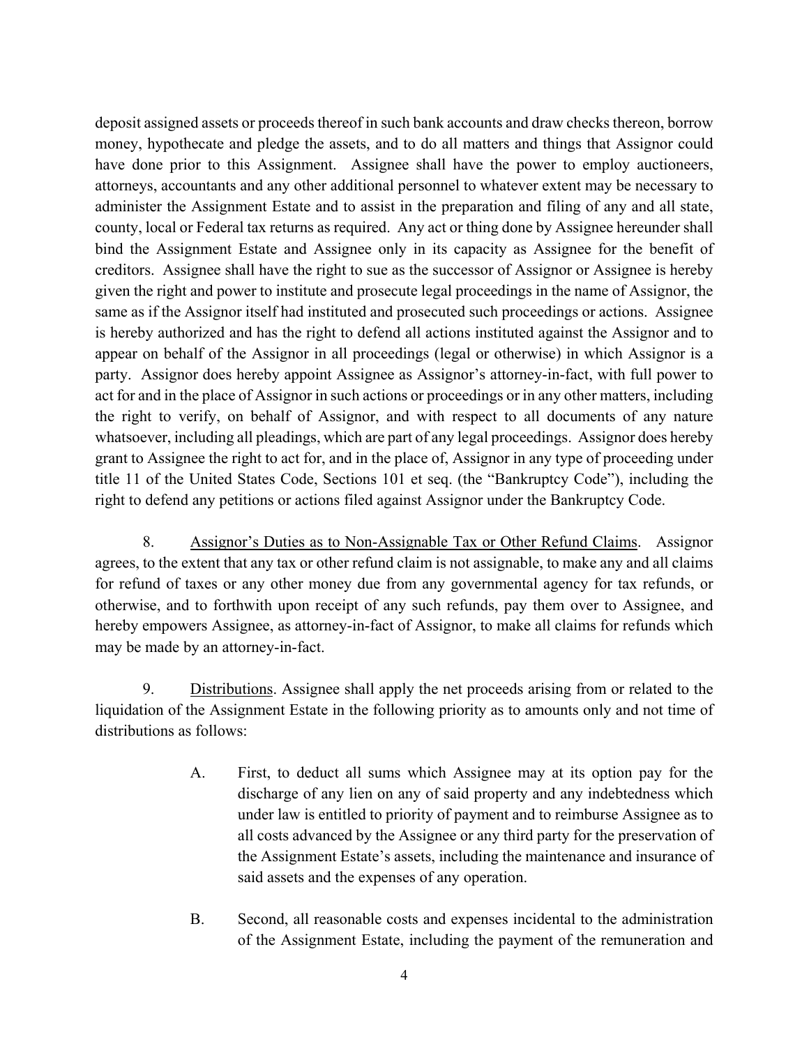deposit assigned assets or proceeds thereof in such bank accounts and draw checks thereon, borrow money, hypothecate and pledge the assets, and to do all matters and things that Assignor could have done prior to this Assignment. Assignee shall have the power to employ auctioneers, attorneys, accountants and any other additional personnel to whatever extent may be necessary to administer the Assignment Estate and to assist in the preparation and filing of any and all state, county, local or Federal tax returns as required. Any act or thing done by Assignee hereunder shall bind the Assignment Estate and Assignee only in its capacity as Assignee for the benefit of creditors. Assignee shall have the right to sue as the successor of Assignor or Assignee is hereby given the right and power to institute and prosecute legal proceedings in the name of Assignor, the same as if the Assignor itself had instituted and prosecuted such proceedings or actions. Assignee is hereby authorized and has the right to defend all actions instituted against the Assignor and to appear on behalf of the Assignor in all proceedings (legal or otherwise) in which Assignor is a party. Assignor does hereby appoint Assignee as Assignor's attorney-in-fact, with full power to act for and in the place of Assignor in such actions or proceedings or in any other matters, including the right to verify, on behalf of Assignor, and with respect to all documents of any nature whatsoever, including all pleadings, which are part of any legal proceedings. Assignor does hereby grant to Assignee the right to act for, and in the place of, Assignor in any type of proceeding under title 11 of the United States Code, Sections 101 et seq. (the "Bankruptcy Code"), including the right to defend any petitions or actions filed against Assignor under the Bankruptcy Code.

8. Assignor's Duties as to Non-Assignable Tax or Other Refund Claims. Assignor agrees, to the extent that any tax or other refund claim is not assignable, to make any and all claims for refund of taxes or any other money due from any governmental agency for tax refunds, or otherwise, and to forthwith upon receipt of any such refunds, pay them over to Assignee, and hereby empowers Assignee, as attorney-in-fact of Assignor, to make all claims for refunds which may be made by an attorney-in-fact.

9. Distributions. Assignee shall apply the net proceeds arising from or related to the liquidation of the Assignment Estate in the following priority as to amounts only and not time of distributions as follows:

A. First, to deduct all sums which Assignee may at its option pay for the discharge of any lien on any of said property and any indebtedness which under law is entitled to priority of payment and to reimburse Assignee as to all costs advanced by the Assignee or any third party for the preservation of the Assignment Estate's assets, including the maintenance and insurance of said assets and the expenses of any operation.

B. Second, all reasonable costs and expenses incidental to the administration of the Assignment Estate, including the payment of the remuneration and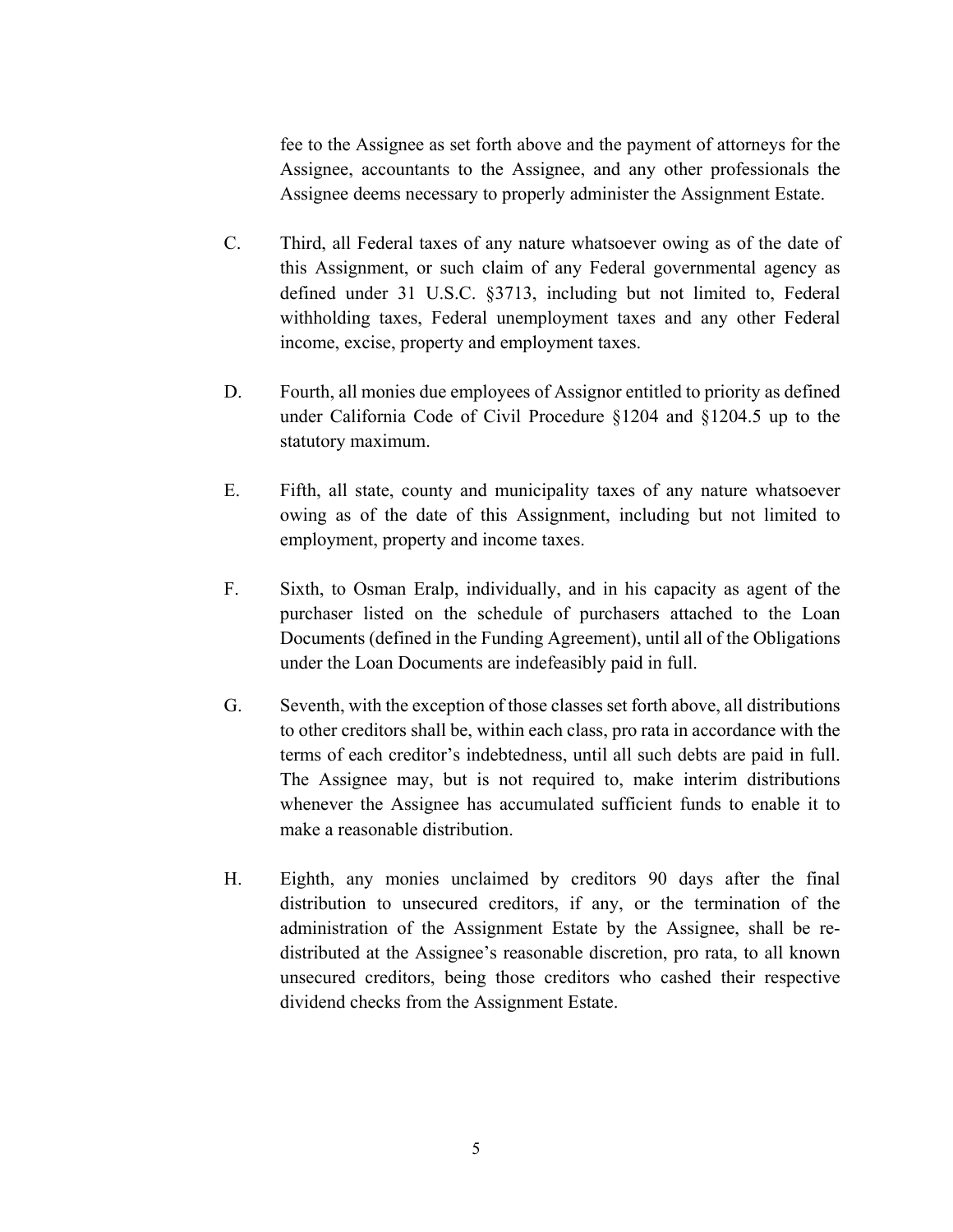fee to the Assignee as set forth above and the payment of attorneys for the Assignee, accountants to the Assignee, and any other professionals the Assignee deems necessary to properly administer the Assignment Estate.

C. Third, all Federal taxes of any nature whatsoever owing as of the date of this Assignment, or such claim of any Federal governmental agency as defined under 31 U.S.C. §3713, including but not limited to, Federal withholding taxes, Federal unemployment taxes and any other Federal income, excise, property and employment taxes.

D. Fourth, all monies due employees of Assignor entitled to priority as defined under California Code of Civil Procedure §1204 and §1204.5 up to the statutory maximum.

E. Fifth, all state, county and municipality taxes of any nature whatsoever owing as of the date of this Assignment, including but not limited to employment, property and income taxes.

F. Sixth, to Osman Eralp, individually, and in his capacity as agent of the purchaser listed on the schedule of purchasers attached to the Loan Documents (defined in the Funding Agreement), until all of the Obligations under the Loan Documents are indefeasibly paid in full.

G. Seventh, with the exception of those classes set forth above, all distributions to other creditors shall be, within each class, pro rata in accordance with the terms of each creditor's indebtedness, until all such debts are paid in full. The Assignee may, but is not required to, make interim distributions whenever the Assignee has accumulated sufficient funds to enable it to make a reasonable distribution.

H. Eighth, any monies unclaimed by creditors 90 days after the final distribution to unsecured creditors, if any, or the termination of the administration of the Assignment Estate by the Assignee, shall be re-distributed at the Assignee's reasonable discretion, pro rata, to all known unsecured creditors, being those creditors who cashed their respective dividend checks from the Assignment Estate.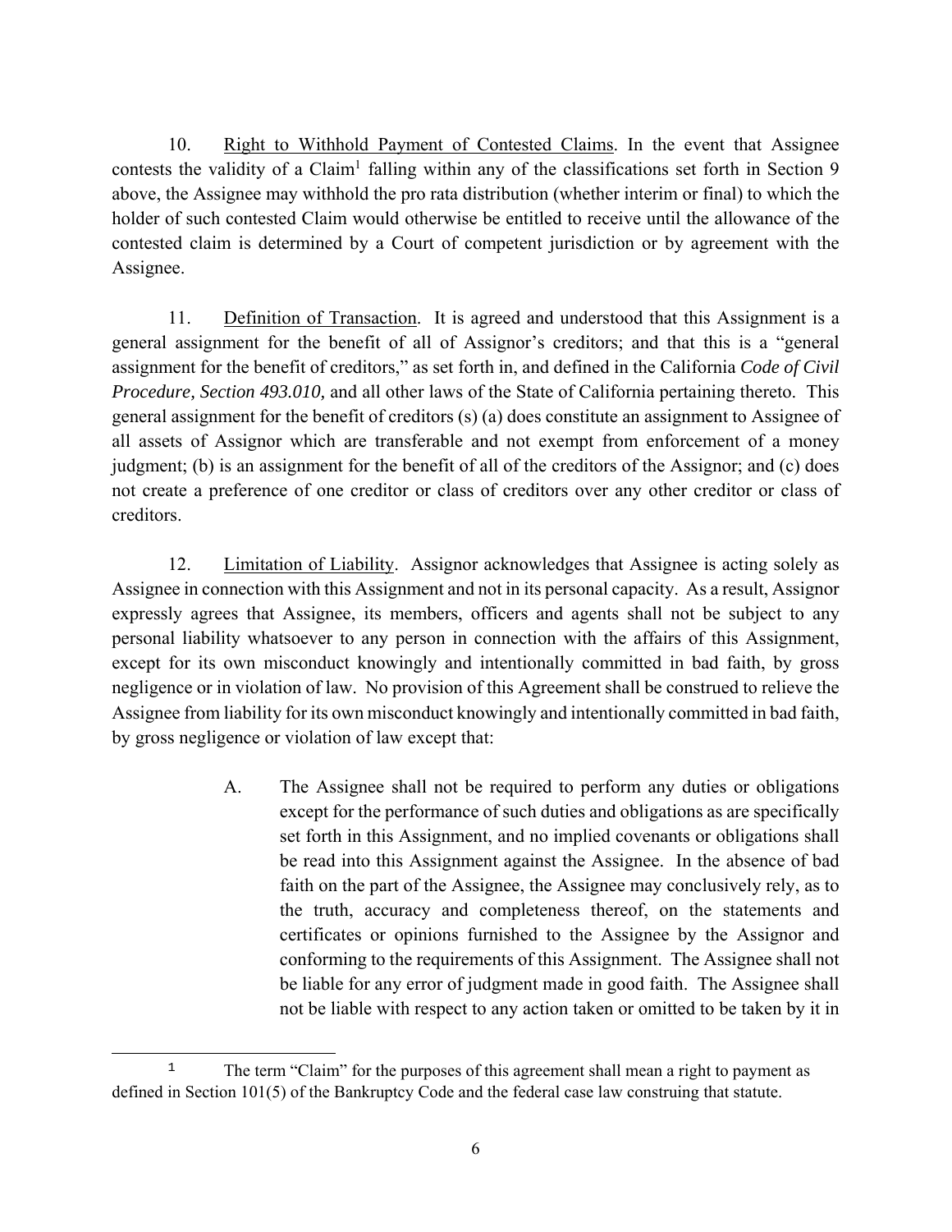10. Right to Withhold Payment of Contested Claims. In the event that Assignee contests the validity of a Claim[1] falling within any of the classifications set forth in Section 9 above, the Assignee may withhold the pro rata distribution (whether interim or final) to which the holder of such contested Claim would otherwise be entitled to receive until the allowance of the contested claim is determined by a Court of competent jurisdiction or by agreement with the Assignee.

11. Definition of Transaction. It is agreed and understood that this Assignment is a general assignment for the benefit of all of Assignor's creditors; and that this is a "general assignment for the benefit of creditors," as set forth in, and defined in the California *Code of Civil Procedure, Section 493.010,* and all other laws of the State of California pertaining thereto. This general assignment for the benefit of creditors (s) (a) does constitute an assignment to Assignee of all assets of Assignor which are transferable and not exempt from enforcement of a money judgment; (b) is an assignment for the benefit of all of the creditors of the Assignor; and (c) does not create a preference of one creditor or class of creditors over any other creditor or class of creditors.

12. Limitation of Liability. Assignor acknowledges that Assignee is acting solely as Assignee in connection with this Assignment and not in its personal capacity. As a result, Assignor expressly agrees that Assignee, its members, officers and agents shall not be subject to any personal liability whatsoever to any person in connection with the affairs of this Assignment, except for its own misconduct knowingly and intentionally committed in bad faith, by gross negligence or in violation of law. No provision of this Agreement shall be construed to relieve the Assignee from liability for its own misconduct knowingly and intentionally committed in bad faith, by gross negligence or violation of law except that:

A. The Assignee shall not be required to perform any duties or obligations except for the performance of such duties and obligations as are specifically set forth in this Assignment, and no implied covenants or obligations shall be read into this Assignment against the Assignee. In the absence of bad faith on the part of the Assignee, the Assignee may conclusively rely, as to the truth, accuracy and completeness thereof, on the statements and certificates or opinions furnished to the Assignee by the Assignor and conforming to the requirements of this Assignment. The Assignee shall not be liable for any error of judgment made in good faith. The Assignee shall not be liable with respect to any action taken or omitted to be taken by it in

---

[1] The term "Claim" for the purposes of this agreement shall mean a right to payment as defined in Section 101(5) of the Bankruptcy Code and the federal case law construing that statute.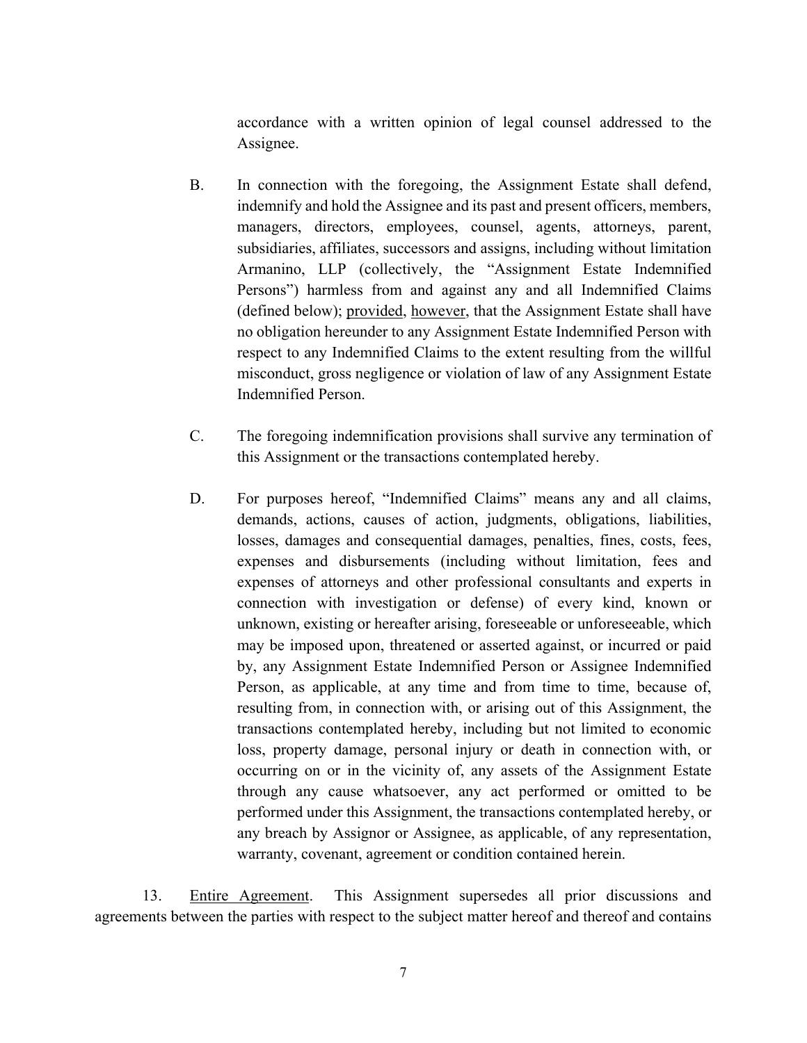accordance with a written opinion of legal counsel addressed to the Assignee.

B. In connection with the foregoing, the Assignment Estate shall defend, indemnify and hold the Assignee and its past and present officers, members, managers, directors, employees, counsel, agents, attorneys, parent, subsidiaries, affiliates, successors and assigns, including without limitation Armanino, LLP (collectively, the "Assignment Estate Indemnified Persons") harmless from and against any and all Indemnified Claims (defined below); provided, however, that the Assignment Estate shall have no obligation hereunder to any Assignment Estate Indemnified Person with respect to any Indemnified Claims to the extent resulting from the willful misconduct, gross negligence or violation of law of any Assignment Estate Indemnified Person.

C. The foregoing indemnification provisions shall survive any termination of this Assignment or the transactions contemplated hereby.

D. For purposes hereof, "Indemnified Claims" means any and all claims, demands, actions, causes of action, judgments, obligations, liabilities, losses, damages and consequential damages, penalties, fines, costs, fees, expenses and disbursements (including without limitation, fees and expenses of attorneys and other professional consultants and experts in connection with investigation or defense) of every kind, known or unknown, existing or hereafter arising, foreseeable or unforeseeable, which may be imposed upon, threatened or asserted against, or incurred or paid by, any Assignment Estate Indemnified Person or Assignee Indemnified Person, as applicable, at any time and from time to time, because of, resulting from, in connection with, or arising out of this Assignment, the transactions contemplated hereby, including but not limited to economic loss, property damage, personal injury or death in connection with, or occurring on or in the vicinity of, any assets of the Assignment Estate through any cause whatsoever, any act performed or omitted to be performed under this Assignment, the transactions contemplated hereby, or any breach by Assignor or Assignee, as applicable, of any representation, warranty, covenant, agreement or condition contained herein.

13. Entire Agreement. This Assignment supersedes all prior discussions and agreements between the parties with respect to the subject matter hereof and thereof and contains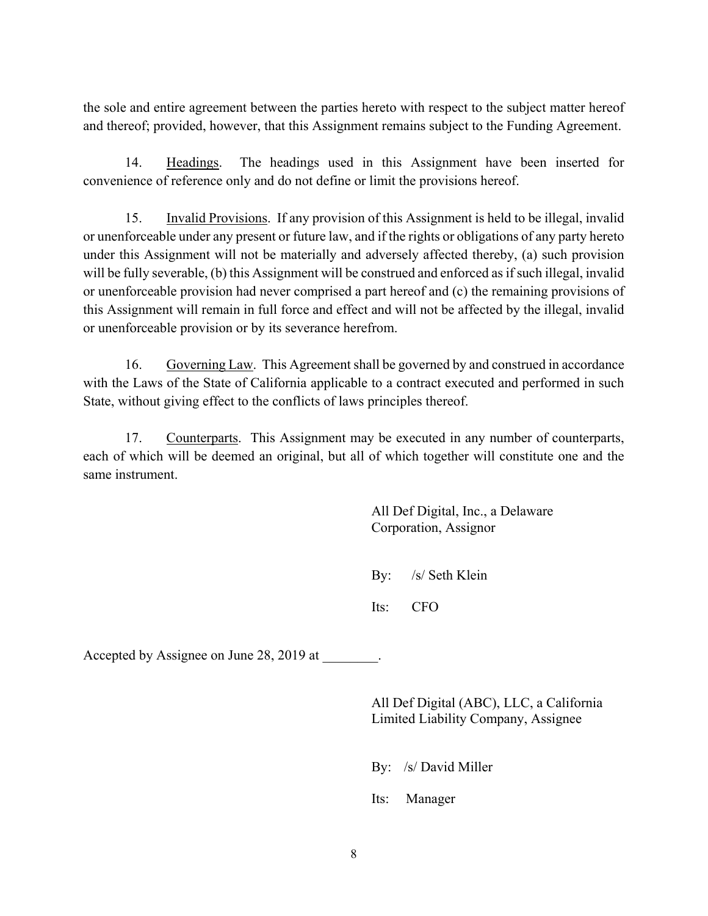the sole and entire agreement between the parties hereto with respect to the subject matter hereof and thereof; provided, however, that this Assignment remains subject to the Funding Agreement.

14. Headings. The headings used in this Assignment have been inserted for convenience of reference only and do not define or limit the provisions hereof.

15. Invalid Provisions. If any provision of this Assignment is held to be illegal, invalid or unenforceable under any present or future law, and if the rights or obligations of any party hereto under this Assignment will not be materially and adversely affected thereby, (a) such provision will be fully severable, (b) this Assignment will be construed and enforced as if such illegal, invalid or unenforceable provision had never comprised a part hereof and (c) the remaining provisions of this Assignment will remain in full force and effect and will not be affected by the illegal, invalid or unenforceable provision or by its severance herefrom.

16. Governing Law. This Agreement shall be governed by and construed in accordance with the Laws of the State of California applicable to a contract executed and performed in such State, without giving effect to the conflicts of laws principles thereof.

17. Counterparts. This Assignment may be executed in any number of counterparts, each of which will be deemed an original, but all of which together will constitute one and the same instrument.

All Def Digital, Inc., a Delaware Corporation, Assignor

By: /s/ Seth Klein

Its: CFO

Accepted by Assignee on June 28, 2019 at ________.

All Def Digital (ABC), LLC, a California Limited Liability Company, Assignee

By: /s/ David Miller

Its: Manager